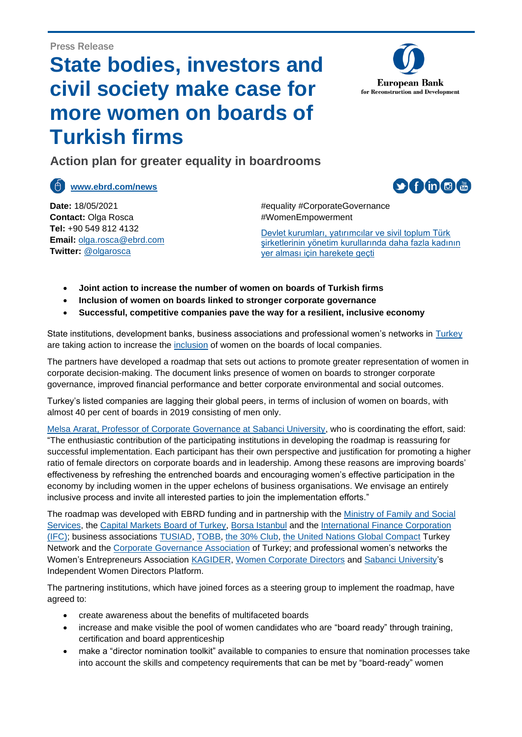Press Release

# State bodies, investors and civil society make case for more women on boards of Turkish firms

## Action plan for greater equality in boardrooms

[www.ebrd.com/news](www.ebrd.com/news)

**Date:** 18/05/2021
**Contact:** Olga Rosca
**Tel:** +90 549 812 4132
**Email:** [olga.rosca@ebrd.com](mailto:olga.rosca@ebrd.com)
**Twitter:** @olgarosca

#equality #CorporateGovernance #WomenEmpowerment

Devlet kurumları, yatırımcılar ve sivil toplum Türk şirketlerinin yönetim kurullarında daha fazla kadının yer alması için harekete geçti

- **Joint action to increase the number of women on boards of Turkish firms**
- **Inclusion of women on boards linked to stronger corporate governance**
- **Successful, competitive companies pave the way for a resilient, inclusive economy**

State institutions, development banks, business associations and professional women's networks in Turkey are taking action to increase the inclusion of women on the boards of local companies.

The partners have developed a roadmap that sets out actions to promote greater representation of women in corporate decision-making. The document links presence of women on boards to stronger corporate governance, improved financial performance and better corporate environmental and social outcomes.

Turkey's listed companies are lagging their global peers, in terms of inclusion of women on boards, with almost 40 per cent of boards in 2019 consisting of men only.

Melsa Ararat, Professor of Corporate Governance at Sabanci University, who is coordinating the effort, said: "The enthusiastic contribution of the participating institutions in developing the roadmap is reassuring for successful implementation. Each participant has their own perspective and justification for promoting a higher ratio of female directors on corporate boards and in leadership. Among these reasons are improving boards' effectiveness by refreshing the entrenched boards and encouraging women's effective participation in the economy by including women in the upper echelons of business organisations. We envisage an entirely inclusive process and invite all interested parties to join the implementation efforts."

The roadmap was developed with EBRD funding and in partnership with the Ministry of Family and Social Services, the Capital Markets Board of Turkey, Borsa Istanbul and the International Finance Corporation (IFC); business associations TUSIAD, TOBB, the 30% Club, the United Nations Global Compact Turkey Network and the Corporate Governance Association of Turkey; and professional women's networks the Women's Entrepreneurs Association KAGIDER, Women Corporate Directors and Sabanci University's Independent Women Directors Platform.

The partnering institutions, which have joined forces as a steering group to implement the roadmap, have agreed to:

- create awareness about the benefits of multifaceted boards
- increase and make visible the pool of women candidates who are "board ready" through training, certification and board apprenticeship
- make a "director nomination toolkit" available to companies to ensure that nomination processes take into account the skills and competency requirements that can be met by "board-ready" women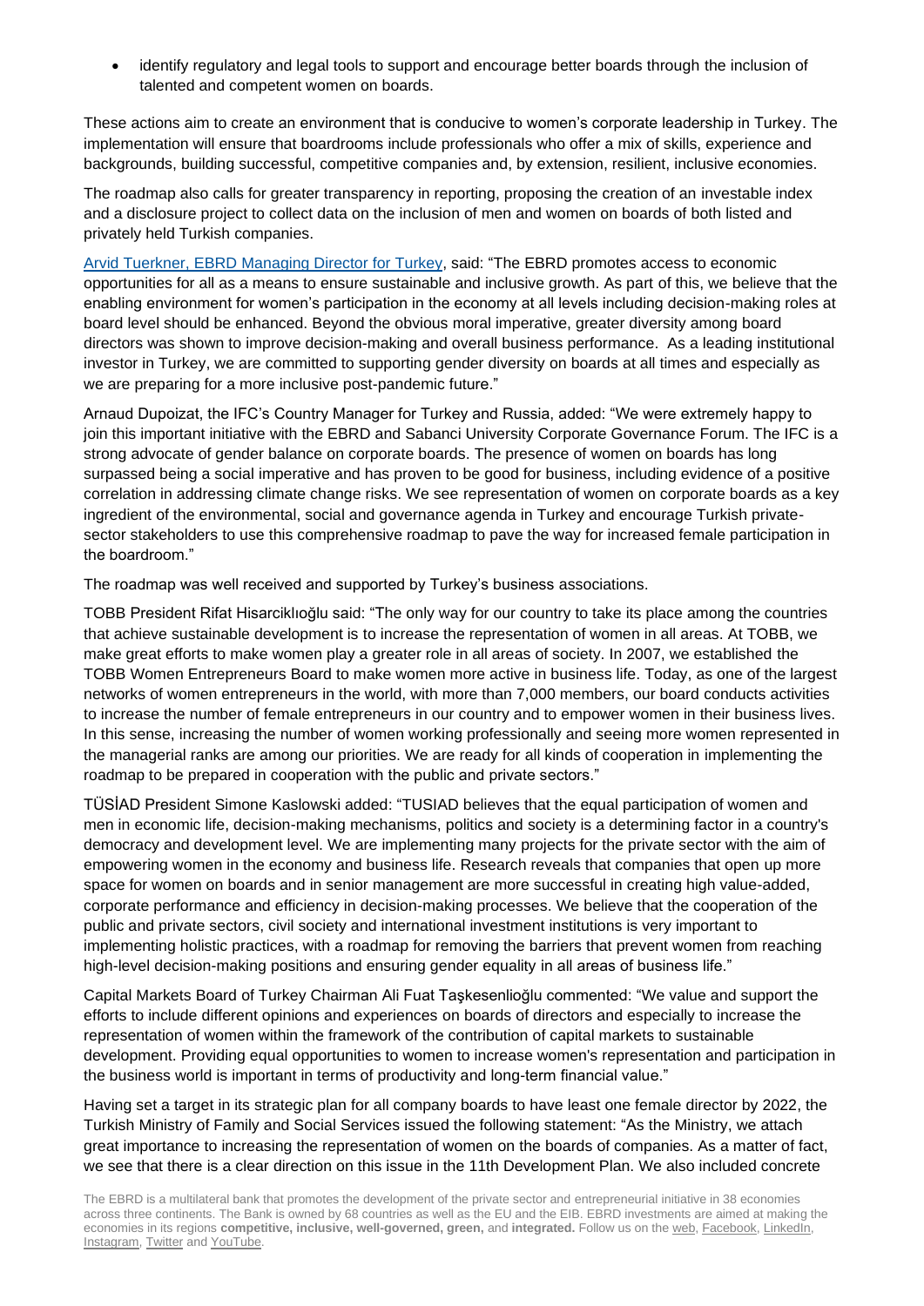- identify regulatory and legal tools to support and encourage better boards through the inclusion of talented and competent women on boards.

These actions aim to create an environment that is conducive to women's corporate leadership in Turkey. The implementation will ensure that boardrooms include professionals who offer a mix of skills, experience and backgrounds, building successful, competitive companies and, by extension, resilient, inclusive economies.

The roadmap also calls for greater transparency in reporting, proposing the creation of an investable index and a disclosure project to collect data on the inclusion of men and women on boards of both listed and privately held Turkish companies.

[Arvid Tuerkner, EBRD Managing Director for Turkey](), said: "The EBRD promotes access to economic opportunities for all as a means to ensure sustainable and inclusive growth. As part of this, we believe that the enabling environment for women's participation in the economy at all levels including decision-making roles at board level should be enhanced. Beyond the obvious moral imperative, greater diversity among board directors was shown to improve decision-making and overall business performance. As a leading institutional investor in Turkey, we are committed to supporting gender diversity on boards at all times and especially as we are preparing for a more inclusive post-pandemic future."

Arnaud Dupoizat, the IFC's Country Manager for Turkey and Russia, added: "We were extremely happy to join this important initiative with the EBRD and Sabanci University Corporate Governance Forum. The IFC is a strong advocate of gender balance on corporate boards. The presence of women on boards has long surpassed being a social imperative and has proven to be good for business, including evidence of a positive correlation in addressing climate change risks. We see representation of women on corporate boards as a key ingredient of the environmental, social and governance agenda in Turkey and encourage Turkish private-sector stakeholders to use this comprehensive roadmap to pave the way for increased female participation in the boardroom."

The roadmap was well received and supported by Turkey's business associations.

TOBB President Rifat Hisarciklıoğlu said: "The only way for our country to take its place among the countries that achieve sustainable development is to increase the representation of women in all areas. At TOBB, we make great efforts to make women play a greater role in all areas of society. In 2007, we established the TOBB Women Entrepreneurs Board to make women more active in business life. Today, as one of the largest networks of women entrepreneurs in the world, with more than 7,000 members, our board conducts activities to increase the number of female entrepreneurs in our country and to empower women in their business lives. In this sense, increasing the number of women working professionally and seeing more women represented in the managerial ranks are among our priorities. We are ready for all kinds of cooperation in implementing the roadmap to be prepared in cooperation with the public and private sectors."

TÜSİAD President Simone Kaslowski added: "TUSIAD believes that the equal participation of women and men in economic life, decision-making mechanisms, politics and society is a determining factor in a country's democracy and development level. We are implementing many projects for the private sector with the aim of empowering women in the economy and business life. Research reveals that companies that open up more space for women on boards and in senior management are more successful in creating high value-added, corporate performance and efficiency in decision-making processes. We believe that the cooperation of the public and private sectors, civil society and international investment institutions is very important to implementing holistic practices, with a roadmap for removing the barriers that prevent women from reaching high-level decision-making positions and ensuring gender equality in all areas of business life."

Capital Markets Board of Turkey Chairman Ali Fuat Taşkesenlioğlu commented: "We value and support the efforts to include different opinions and experiences on boards of directors and especially to increase the representation of women within the framework of the contribution of capital markets to sustainable development. Providing equal opportunities to women to increase women's representation and participation in the business world is important in terms of productivity and long-term financial value."

Having set a target in its strategic plan for all company boards to have least one female director by 2022, the Turkish Ministry of Family and Social Services issued the following statement: "As the Ministry, we attach great importance to increasing the representation of women on the boards of companies. As a matter of fact, we see that there is a clear direction on this issue in the 11th Development Plan. We also included concrete

The EBRD is a multilateral bank that promotes the development of the private sector and entrepreneurial initiative in 38 economies across three continents. The Bank is owned by 68 countries as well as the EU and the EIB. EBRD investments are aimed at making the economies in its regions **competitive, inclusive, well-governed, green,** and **integrated.** Follow us on the web, Facebook, LinkedIn, Instagram, Twitter and YouTube.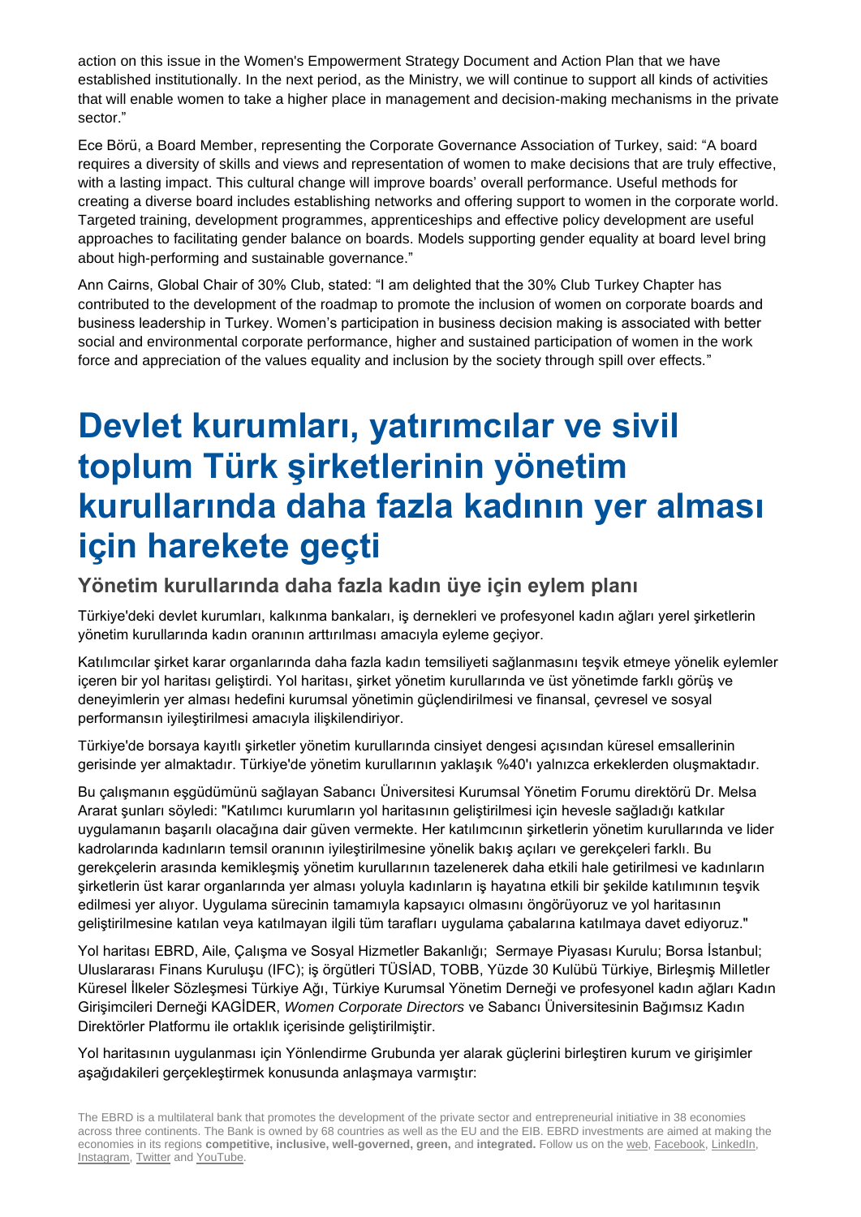action on this issue in the Women's Empowerment Strategy Document and Action Plan that we have established institutionally. In the next period, as the Ministry, we will continue to support all kinds of activities that will enable women to take a higher place in management and decision-making mechanisms in the private sector."

Ece Börü, a Board Member, representing the Corporate Governance Association of Turkey, said: "A board requires a diversity of skills and views and representation of women to make decisions that are truly effective, with a lasting impact. This cultural change will improve boards' overall performance. Useful methods for creating a diverse board includes establishing networks and offering support to women in the corporate world. Targeted training, development programmes, apprenticeships and effective policy development are useful approaches to facilitating gender balance on boards. Models supporting gender equality at board level bring about high-performing and sustainable governance."

Ann Cairns, Global Chair of 30% Club, stated: "I am delighted that the 30% Club Turkey Chapter has contributed to the development of the roadmap to promote the inclusion of women on corporate boards and business leadership in Turkey. Women's participation in business decision making is associated with better social and environmental corporate performance, higher and sustained participation of women in the work force and appreciation of the values equality and inclusion by the society through spill over effects."

# Devlet kurumları, yatırımcılar ve sivil toplum Türk şirketlerinin yönetim kurullarında daha fazla kadının yer alması için harekete geçti

## Yönetim kurullarında daha fazla kadın üye için eylem planı

Türkiye'deki devlet kurumları, kalkınma bankaları, iş dernekleri ve profesyonel kadın ağları yerel şirketlerin yönetim kurullarında kadın oranının arttırılması amacıyla eyleme geçiyor.

Katılımcılar şirket karar organlarında daha fazla kadın temsiliyeti sağlanmasını teşvik etmeye yönelik eylemler içeren bir yol haritası geliştirdi. Yol haritası, şirket yönetim kurullarında ve üst yönetimde farklı görüş ve deneyimlerin yer alması hedefini kurumsal yönetimin güçlendirilmesi ve finansal, çevresel ve sosyal performansın iyileştirilmesi amacıyla ilişkilendiriyor.

Türkiye'de borsaya kayıtlı şirketler yönetim kurullarında cinsiyet dengesi açısından küresel emsallerinin gerisinde yer almaktadır. Türkiye'de yönetim kurullarının yaklaşık %40'ı yalnızca erkeklerden oluşmaktadır.

Bu çalışmanın eşgüdümünü sağlayan Sabancı Üniversitesi Kurumsal Yönetim Forumu direktörü Dr. Melsa Ararat şunları söyledi: "Katılımcı kurumların yol haritasının geliştirilmesi için hevesle sağladığı katkılar uygulamanın başarılı olacağına dair güven vermekte. Her katılımcının şirketlerin yönetim kurullarında ve lider kadrolarında kadınların temsil oranının iyileştirilmesine yönelik bakış açıları ve gerekçeleri farklı. Bu gerekçelerin arasında kemikleşmiş yönetim kurullarının tazelenerek daha etkili hale getirilmesi ve kadınların şirketlerin üst karar organlarında yer alması yoluyla kadınların iş hayatına etkili bir şekilde katılımının teşvik edilmesi yer alıyor. Uygulama sürecinin tamamıyla kapsayıcı olmasını öngörüyoruz ve yol haritasının geliştirilmesine katılan veya katılmayan ilgili tüm tarafları uygulama çabalarına katılmaya davet ediyoruz."

Yol haritası EBRD, Aile, Çalışma ve Sosyal Hizmetler Bakanlığı; Sermaye Piyasası Kurulu; Borsa İstanbul; Uluslararası Finans Kuruluşu (IFC); iş örgütleri TÜSİAD, TOBB, Yüzde 30 Kulübü Türkiye, Birleşmiş Milletler Küresel İlkeler Sözleşmesi Türkiye Ağı, Türkiye Kurumsal Yönetim Derneği ve profesyonel kadın ağları Kadın Girişimcileri Derneği KAGİDER, *Women Corporate Directors* ve Sabancı Üniversitesinin Bağımsız Kadın Direktörler Platformu ile ortaklık içerisinde geliştirilmiştir.

Yol haritasının uygulanması için Yönlendirme Grubunda yer alarak güçlerini birleştiren kurum ve girişimler aşağıdakileri gerçekleştirmek konusunda anlaşmaya varmıştır:

The EBRD is a multilateral bank that promotes the development of the private sector and entrepreneurial initiative in 38 economies across three continents. The Bank is owned by 68 countries as well as the EU and the EIB. EBRD investments are aimed at making the economies in its regions **competitive, inclusive, well-governed, green,** and **integrated.** Follow us on the web, Facebook, LinkedIn, Instagram, Twitter and YouTube.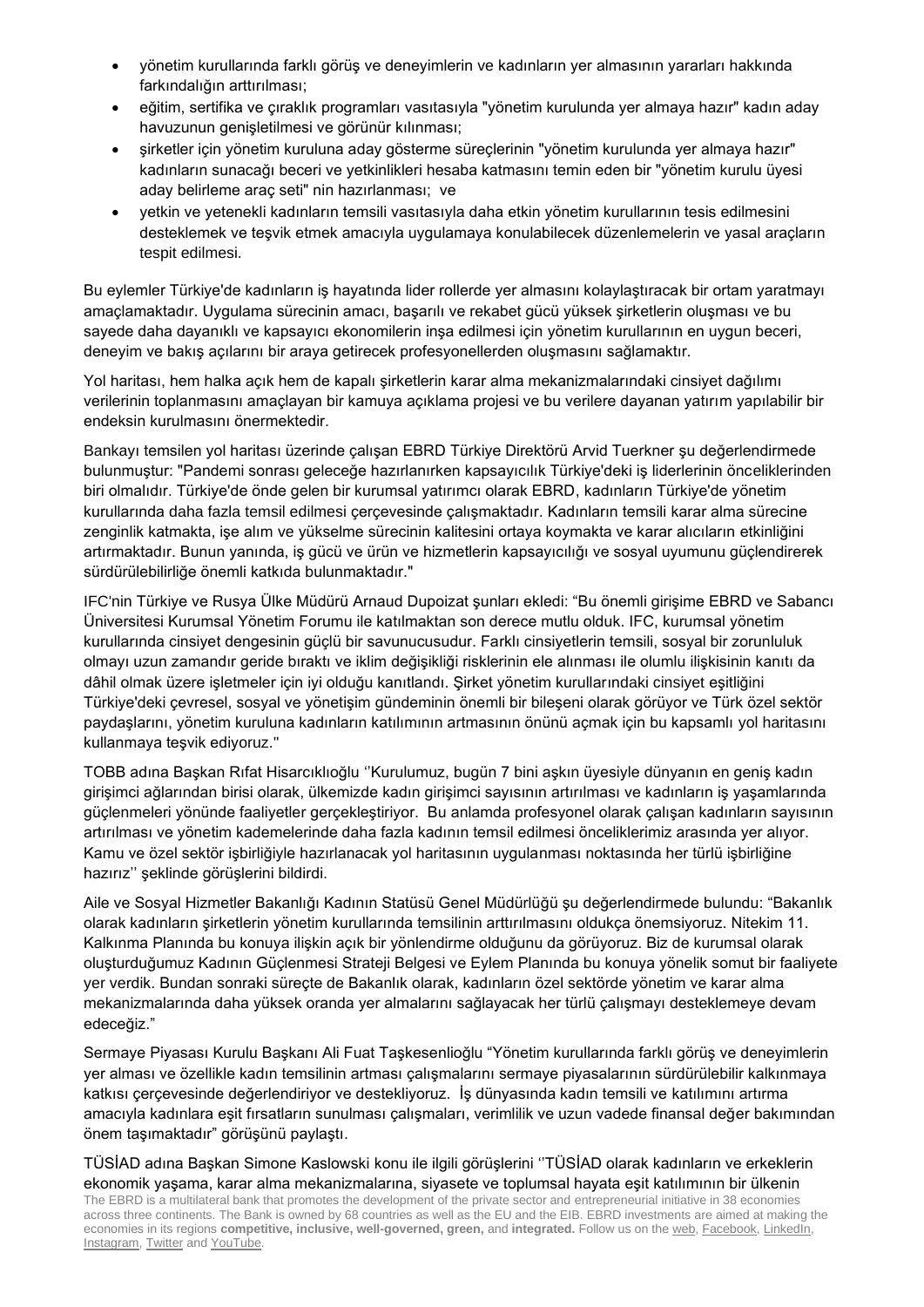- yönetim kurullarında farklı görüş ve deneyimlerin ve kadınların yer almasının yararları hakkında farkındalığın arttırılması;
- eğitim, sertifika ve çıraklık programları vasıtasıyla "yönetim kurulunda yer almaya hazır" kadın aday havuzunun genişletilmesi ve görünür kılınması;
- şirketler için yönetim kuruluna aday gösterme süreçlerinin "yönetim kurulunda yer almaya hazır" kadınların sunacağı beceri ve yetkinlikleri hesaba katmasını temin eden bir "yönetim kurulu üyesi aday belirleme araç seti" nin hazırlanması; ve
- yetkin ve yetenekli kadınların temsili vasıtasıyla daha etkin yönetim kurullarının tesis edilmesini desteklemek ve teşvik etmek amacıyla uygulamaya konulabilecek düzenlemelerin ve yasal araçların tespit edilmesi.

Bu eylemler Türkiye'de kadınların iş hayatında lider rollerde yer almasını kolaylaştıracak bir ortam yaratmayı amaçlamaktadır. Uygulama sürecinin amacı, başarılı ve rekabet gücü yüksek şirketlerin oluşması ve bu sayede daha dayanıklı ve kapsayıcı ekonomilerin inşa edilmesi için yönetim kurullarının en uygun beceri, deneyim ve bakış açılarını bir araya getirecek profesyonellerden oluşmasını sağlamaktır.

Yol haritası, hem halka açık hem de kapalı şirketlerin karar alma mekanizmalarındaki cinsiyet dağılımı verilerinin toplanmasını amaçlayan bir kamuya açıklama projesi ve bu verilere dayanan yatırım yapılabilir bir endeksin kurulmasını önermektedir.

Bankayı temsilen yol haritası üzerinde çalışan EBRD Türkiye Direktörü Arvid Tuerkner şu değerlendirmede bulunmuştur: "Pandemi sonrası geleceğe hazırlanırken kapsayıcılık Türkiye'deki iş liderlerinin önceliklerinden biri olmalıdır. Türkiye'de önde gelen bir kurumsal yatırımcı olarak EBRD, kadınların Türkiye'de yönetim kurullarında daha fazla temsil edilmesi çerçevesinde çalışmaktadır. Kadınların temsili karar alma sürecine zenginlik katmakta, işe alım ve yükselme sürecinin kalitesini ortaya koymakta ve karar alıcıların etkinliğini artırmaktadır. Bunun yanında, iş gücü ve ürün ve hizmetlerin kapsayıcılığı ve sosyal uyumunu güçlendirerek sürdürülebilirliğe önemli katkıda bulunmaktadır."

IFC'nin Türkiye ve Rusya Ülke Müdürü Arnaud Dupoizat şunları ekledi: "Bu önemli girişime EBRD ve Sabancı Üniversitesi Kurumsal Yönetim Forumu ile katılmaktan son derece mutlu olduk. IFC, kurumsal yönetim kurullarında cinsiyet dengesinin güçlü bir savunucusudur. Farklı cinsiyetlerin temsili, sosyal bir zorunluluk olmayı uzun zamandır geride bıraktı ve iklim değişikliği risklerinin ele alınması ile olumlu ilişkisinin kanıtı da dâhil olmak üzere işletmeler için iyi olduğu kanıtlandı. Şirket yönetim kurullarındaki cinsiyet eşitliğini Türkiye'deki çevresel, sosyal ve yönetişim gündeminin önemli bir bileşeni olarak görüyor ve Türk özel sektör paydaşlarını, yönetim kuruluna kadınların katılımının artmasının önünü açmak için bu kapsamlı yol haritasını kullanmaya teşvik ediyoruz.''

TOBB adına Başkan Rıfat Hisarcıklıoğlu ''Kurulumuz, bugün 7 bini aşkın üyesiyle dünyanın en geniş kadın girişimci ağlarından birisi olarak, ülkemizde kadın girişimci sayısının artırılması ve kadınların iş yaşamlarında güçlenmeleri yönünde faaliyetler gerçekleştiriyor. Bu anlamda profesyonel olarak çalışan kadınların sayısının artırılması ve yönetim kademelerinde daha fazla kadının temsil edilmesi önceliklerimiz arasında yer alıyor. Kamu ve özel sektör işbirliğiyle hazırlanacak yol haritasının uygulanması noktasında her türlü işbirliğine hazırız'' şeklinde görüşlerini bildirdi.

Aile ve Sosyal Hizmetler Bakanlığı Kadının Statüsü Genel Müdürlüğü şu değerlendirmede bulundu: "Bakanlık olarak kadınların şirketlerin yönetim kurullarında temsilinin arttırılmasını oldukça önemsiyoruz. Nitekim 11. Kalkınma Planında bu konuya ilişkin açık bir yönlendirme olduğunu da görüyoruz. Biz de kurumsal olarak oluşturduğumuz Kadının Güçlenmesi Strateji Belgesi ve Eylem Planında bu konuya yönelik somut bir faaliyete yer verdik. Bundan sonraki süreçte de Bakanlık olarak, kadınların özel sektörde yönetim ve karar alma mekanizmalarında daha yüksek oranda yer almalarını sağlayacak her türlü çalışmayı desteklemeye devam edeceğiz."

Sermaye Piyasası Kurulu Başkanı Ali Fuat Taşkesenlioğlu "Yönetim kurullarında farklı görüş ve deneyimlerin yer alması ve özellikle kadın temsilinin artması çalışmalarını sermaye piyasalarının sürdürülebilir kalkınmaya katkısı çerçevesinde değerlendiriyor ve destekliyoruz. İş dünyasında kadın temsili ve katılımını artırma amacıyla kadınlara eşit fırsatların sunulması çalışmaları, verimlilik ve uzun vadede finansal değer bakımından önem taşımaktadır" görüşünü paylaştı.

TÜSİAD adına Başkan Simone Kaslowski konu ile ilgili görüşlerini ''TÜSİAD olarak kadınların ve erkeklerin ekonomik yaşama, karar alma mekanizmalarına, siyasete ve toplumsal hayata eşit katılımının bir ülkenin

The EBRD is a multilateral bank that promotes the development of the private sector and entrepreneurial initiative in 38 economies across three continents. The Bank is owned by 68 countries as well as the EU and the EIB. EBRD investments are aimed at making the economies in its regions **competitive, inclusive, well-governed, green,** and **integrated.** Follow us on the web, Facebook, LinkedIn, Instagram, Twitter and YouTube.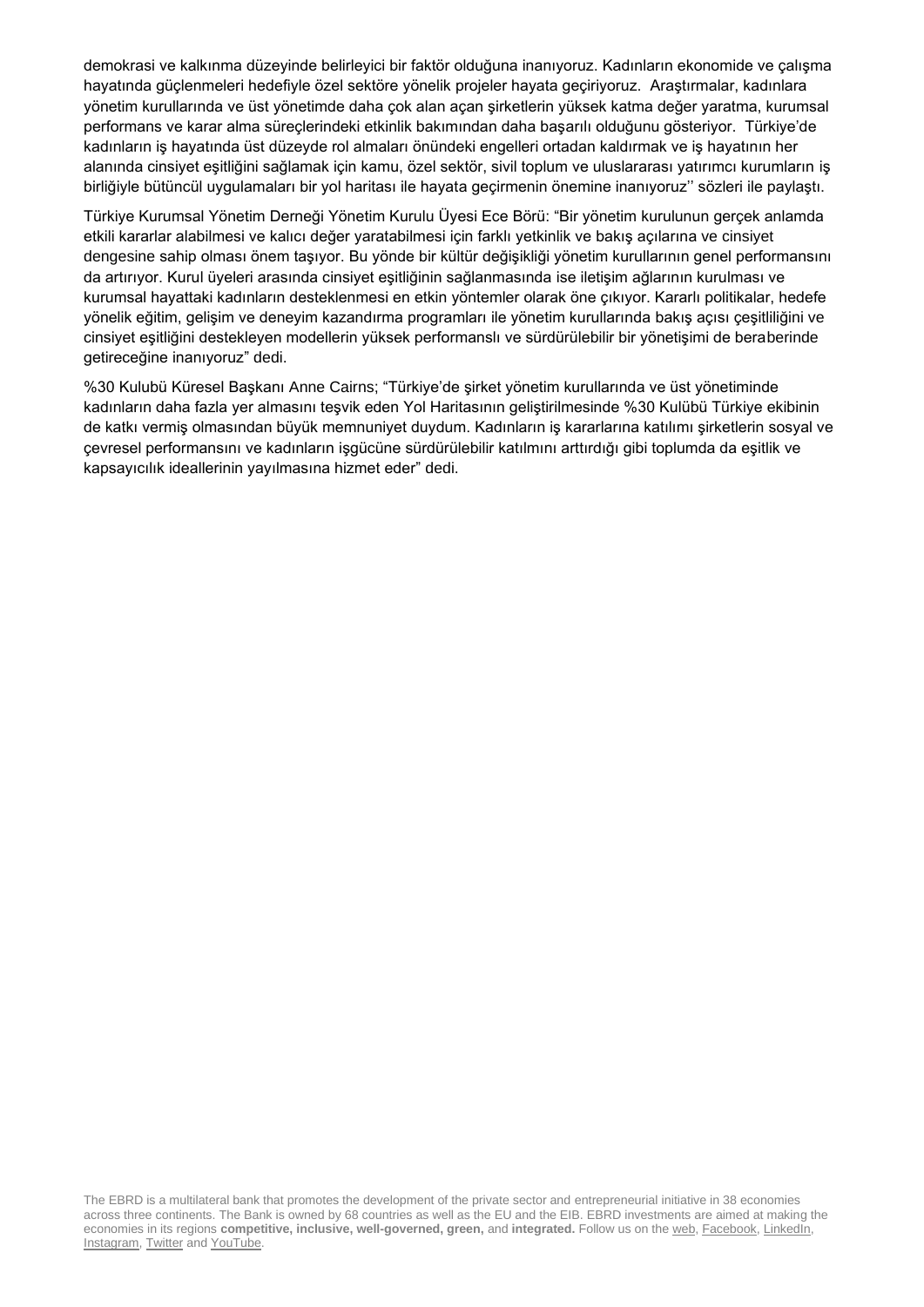demokrasi ve kalkınma düzeyinde belirleyici bir faktör olduğuna inanıyoruz. Kadınların ekonomide ve çalışma hayatında güçlenmeleri hedefiyle özel sektöre yönelik projeler hayata geçiriyoruz. Araştırmalar, kadınlara yönetim kurullarında ve üst yönetimde daha çok alan açan şirketlerin yüksek katma değer yaratma, kurumsal performans ve karar alma süreçlerindeki etkinlik bakımından daha başarılı olduğunu gösteriyor. Türkiye'de kadınların iş hayatında üst düzeyde rol almaları önündeki engelleri ortadan kaldırmak ve iş hayatının her alanında cinsiyet eşitliğini sağlamak için kamu, özel sektör, sivil toplum ve uluslararası yatırımcı kurumların iş birliğiyle bütüncül uygulamaları bir yol haritası ile hayata geçirmenin önemine inanıyoruz'' sözleri ile paylaştı.

Türkiye Kurumsal Yönetim Derneği Yönetim Kurulu Üyesi Ece Börü: "Bir yönetim kurulunun gerçek anlamda etkili kararlar alabilmesi ve kalıcı değer yaratabilmesi için farklı yetkinlik ve bakış açılarına ve cinsiyet dengesine sahip olması önem taşıyor. Bu yönde bir kültür değişikliği yönetim kurullarının genel performansını da artırıyor. Kurul üyeleri arasında cinsiyet eşitliğinin sağlanmasında ise iletişim ağlarının kurulması ve kurumsal hayattaki kadınların desteklenmesi en etkin yöntemler olarak öne çıkıyor. Kararlı politikalar, hedefe yönelik eğitim, gelişim ve deneyim kazandırma programları ile yönetim kurullarında bakış açısı çeşitliliğini ve cinsiyet eşitliğini destekleyen modellerin yüksek performanslı ve sürdürülebilir bir yönetişimi de beraberinde getireceğine inanıyoruz" dedi.

%30 Kulubü Küresel Başkanı Anne Cairns; "Türkiye'de şirket yönetim kurullarında ve üst yönetiminde kadınların daha fazla yer almasını teşvik eden Yol Haritasının geliştirilmesinde %30 Kulübü Türkiye ekibinin de katkı vermiş olmasından büyük memnuniyet duydum. Kadınların iş kararlarına katılımı şirketlerin sosyal ve çevresel performansını ve kadınların işgücüne sürdürülebilir katılmını arttırdığı gibi toplumda da eşitlik ve kapsayıcılık ideallerinin yayılmasına hizmet eder" dedi.

The EBRD is a multilateral bank that promotes the development of the private sector and entrepreneurial initiative in 38 economies across three continents. The Bank is owned by 68 countries as well as the EU and the EIB. EBRD investments are aimed at making the economies in its regions **competitive, inclusive, well-governed, green,** and **integrated.** Follow us on the web, Facebook, LinkedIn, Instagram, Twitter and YouTube.